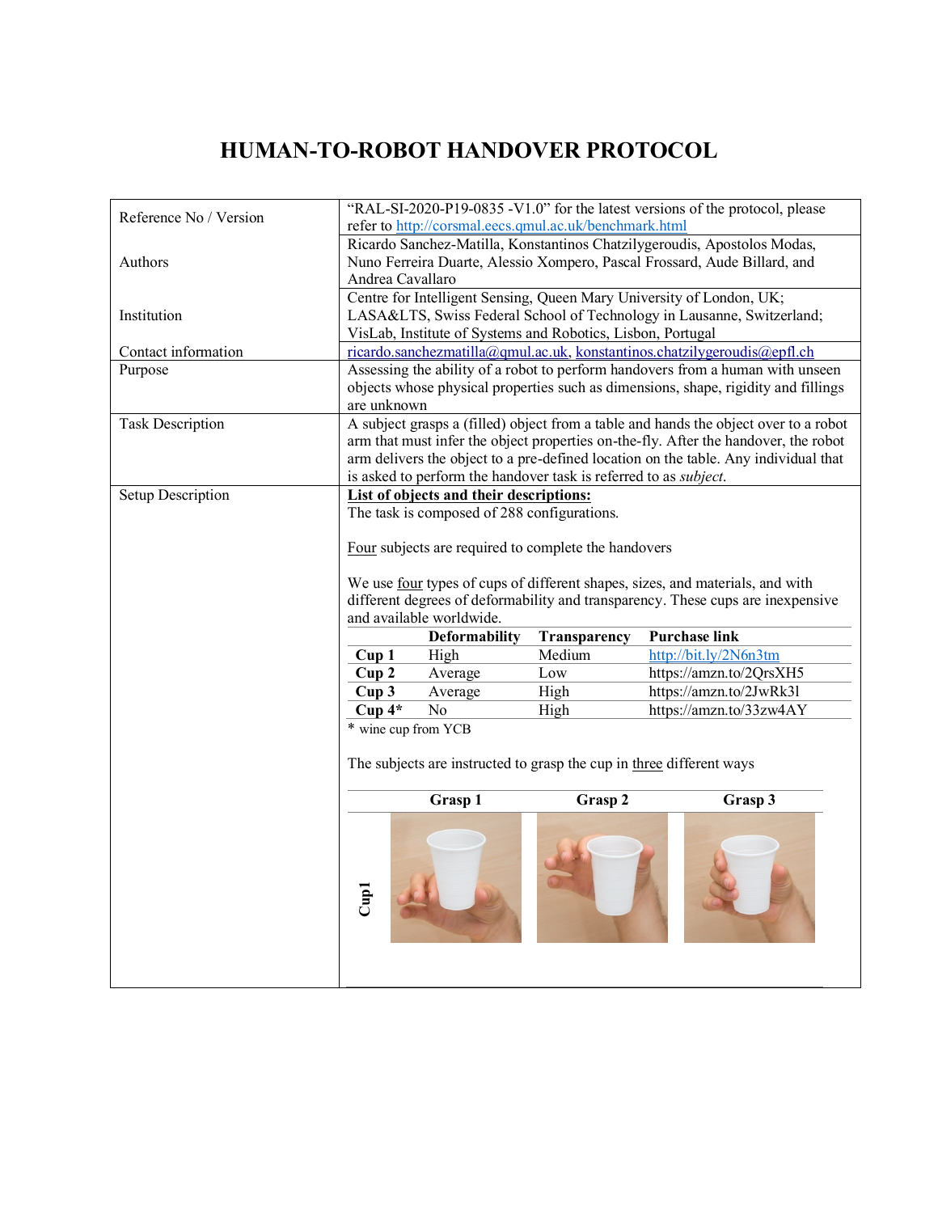# HUMAN-TO-ROBOT HANDOVER PROTOCOL

| | |
|---|---|
| Reference No / Version | "RAL-SI-2020-P19-0835 -V1.0" for the latest versions of the protocol, please refer to http://corsmal.eecs.qmul.ac.uk/benchmark.html |
| Authors | Ricardo Sanchez-Matilla, Konstantinos Chatzilygeroudis, Apostolos Modas, Nuno Ferreira Duarte, Alessio Xompero, Pascal Frossard, Aude Billard, and Andrea Cavallaro |
| Institution | Centre for Intelligent Sensing, Queen Mary University of London, UK; LASA&LTS, Swiss Federal School of Technology in Lausanne, Switzerland; VisLab, Institute of Systems and Robotics, Lisbon, Portugal |
| Contact information | ricardo.sanchezmatilla@qmul.ac.uk, konstantinos.chatzilygeroudis@epfl.ch |
| Purpose | Assessing the ability of a robot to perform handovers from a human with unseen objects whose physical properties such as dimensions, shape, rigidity and fillings are unknown |
| Task Description | A subject grasps a (filled) object from a table and hands the object over to a robot arm that must infer the object properties on-the-fly. After the handover, the robot arm delivers the object to a pre-defined location on the table. Any individual that is asked to perform the handover task is referred to as *subject*. |
| Setup Description | **List of objects and their descriptions:** The task is composed of 288 configurations. Four subjects are required to complete the handovers. We use four types of cups of different shapes, sizes, and materials, and with different degrees of deformability and transparency. These cups are inexpensive and available worldwide. |

| | Deformability | Transparency | Purchase link |
|---|---|---|---|
| **Cup 1** | High | Medium | http://bit.ly/2N6n3tm |
| **Cup 2** | Average | Low | https://amzn.to/2QrsXH5 |
| **Cup 3** | Average | High | https://amzn.to/2JwRk3l |
| **Cup 4*** | No | High | https://amzn.to/33zw4AY |

\* wine cup from YCB

The subjects are instructed to grasp the cup in three different ways

| | Grasp 1 | Grasp 2 | Grasp 3 |
|---|---|---|---|
| **Cup1** | | | |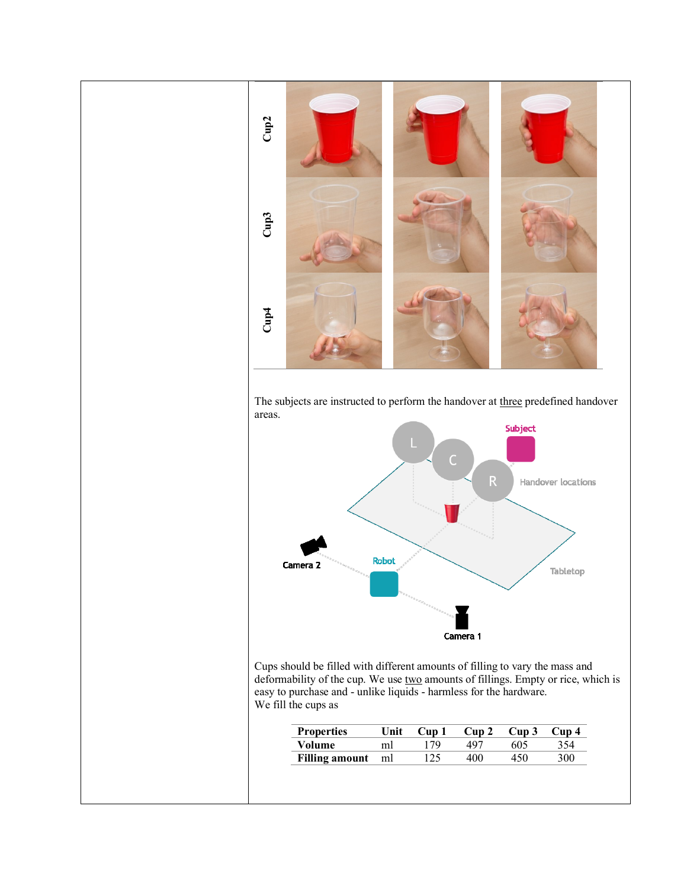The subjects are instructed to perform the handover at three predefined handover areas.

Cups should be filled with different amounts of filling to vary the mass and deformability of the cup. We use two amounts of fillings. Empty or rice, which is easy to purchase and - unlike liquids - harmless for the hardware.
We fill the cups as

| Properties | Unit | Cup 1 | Cup 2 | Cup 3 | Cup 4 |
| --- | --- | --- | --- | --- | --- |
| Volume | ml | 179 | 497 | 605 | 354 |
| Filling amount | ml | 125 | 400 | 450 | 300 |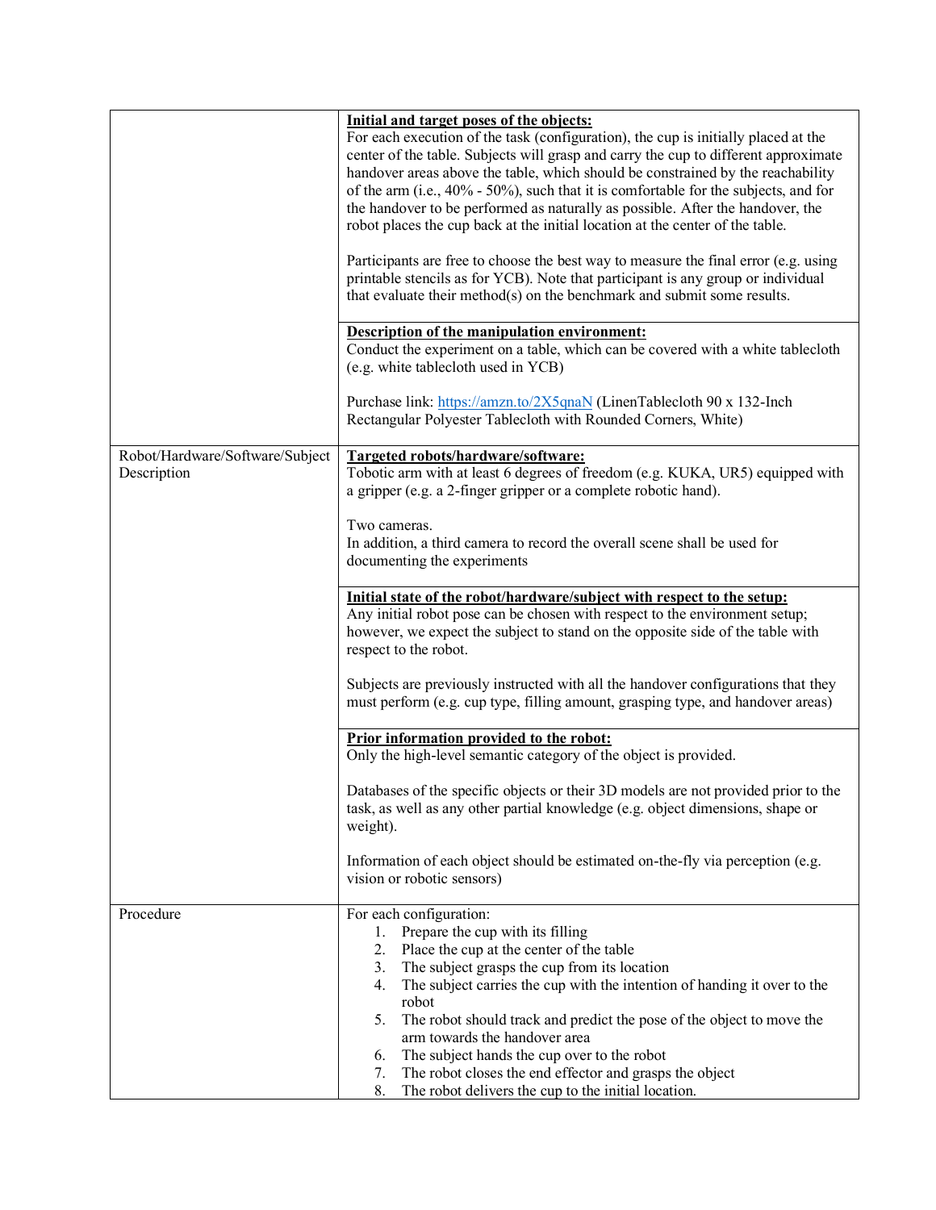|  |  |
|---|---|
|  | **<u>Initial and target poses of the objects:</u>**<br>For each execution of the task (configuration), the cup is initially placed at the center of the table. Subjects will grasp and carry the cup to different approximate handover areas above the table, which should be constrained by the reachability of the arm (i.e., 40% - 50%), such that it is comfortable for the subjects, and for the handover to be performed as naturally as possible. After the handover, the robot places the cup back at the initial location at the center of the table.<br><br>Participants are free to choose the best way to measure the final error (e.g. using printable stencils as for YCB). Note that participant is any group or individual that evaluate their method(s) on the benchmark and submit some results. |
|  | **<u>Description of the manipulation environment:</u>**<br>Conduct the experiment on a table, which can be covered with a white tablecloth (e.g. white tablecloth used in YCB)<br><br>Purchase link: [https://amzn.to/2X5qnaN](https://amzn.to/2X5qnaN) (LinenTablecloth 90 x 132-Inch Rectangular Polyester Tablecloth with Rounded Corners, White) |
| Robot/Hardware/Software/Subject Description | **<u>Targeted robots/hardware/software:</u>**<br>Tobotic arm with at least 6 degrees of freedom (e.g. KUKA, UR5) equipped with a gripper (e.g. a 2-finger gripper or a complete robotic hand).<br><br>Two cameras.<br>In addition, a third camera to record the overall scene shall be used for documenting the experiments |
|  | **<u>Initial state of the robot/hardware/subject with respect to the setup:</u>**<br>Any initial robot pose can be chosen with respect to the environment setup; however, we expect the subject to stand on the opposite side of the table with respect to the robot.<br><br>Subjects are previously instructed with all the handover configurations that they must perform (e.g. cup type, filling amount, grasping type, and handover areas) |
|  | **<u>Prior information provided to the robot:</u>**<br>Only the high-level semantic category of the object is provided.<br><br>Databases of the specific objects or their 3D models are not provided prior to the task, as well as any other partial knowledge (e.g. object dimensions, shape or weight).<br><br>Information of each object should be estimated on-the-fly via perception (e.g. vision or robotic sensors) |
| Procedure | For each configuration:<br>1. Prepare the cup with its filling<br>2. Place the cup at the center of the table<br>3. The subject grasps the cup from its location<br>4. The subject carries the cup with the intention of handing it over to the robot<br>5. The robot should track and predict the pose of the object to move the arm towards the handover area<br>6. The subject hands the cup over to the robot<br>7. The robot closes the end effector and grasps the object<br>8. The robot delivers the cup to the initial location. |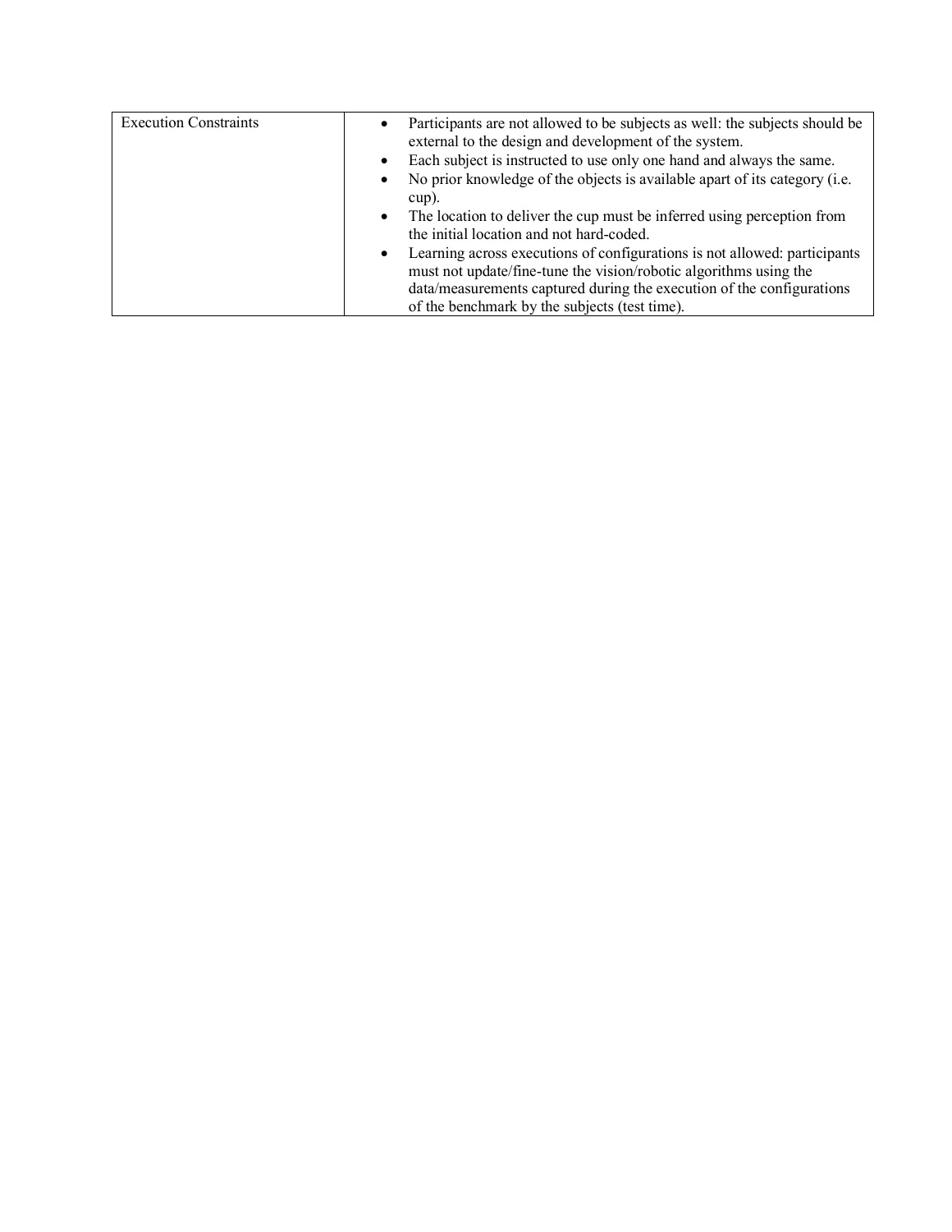| | |
|---|---|
| Execution Constraints | • Participants are not allowed to be subjects as well: the subjects should be external to the design and development of the system.<br>• Each subject is instructed to use only one hand and always the same.<br>• No prior knowledge of the objects is available apart of its category (i.e. cup).<br>• The location to deliver the cup must be inferred using perception from the initial location and not hard-coded.<br>• Learning across executions of configurations is not allowed: participants must not update/fine-tune the vision/robotic algorithms using the data/measurements captured during the execution of the configurations of the benchmark by the subjects (test time). |